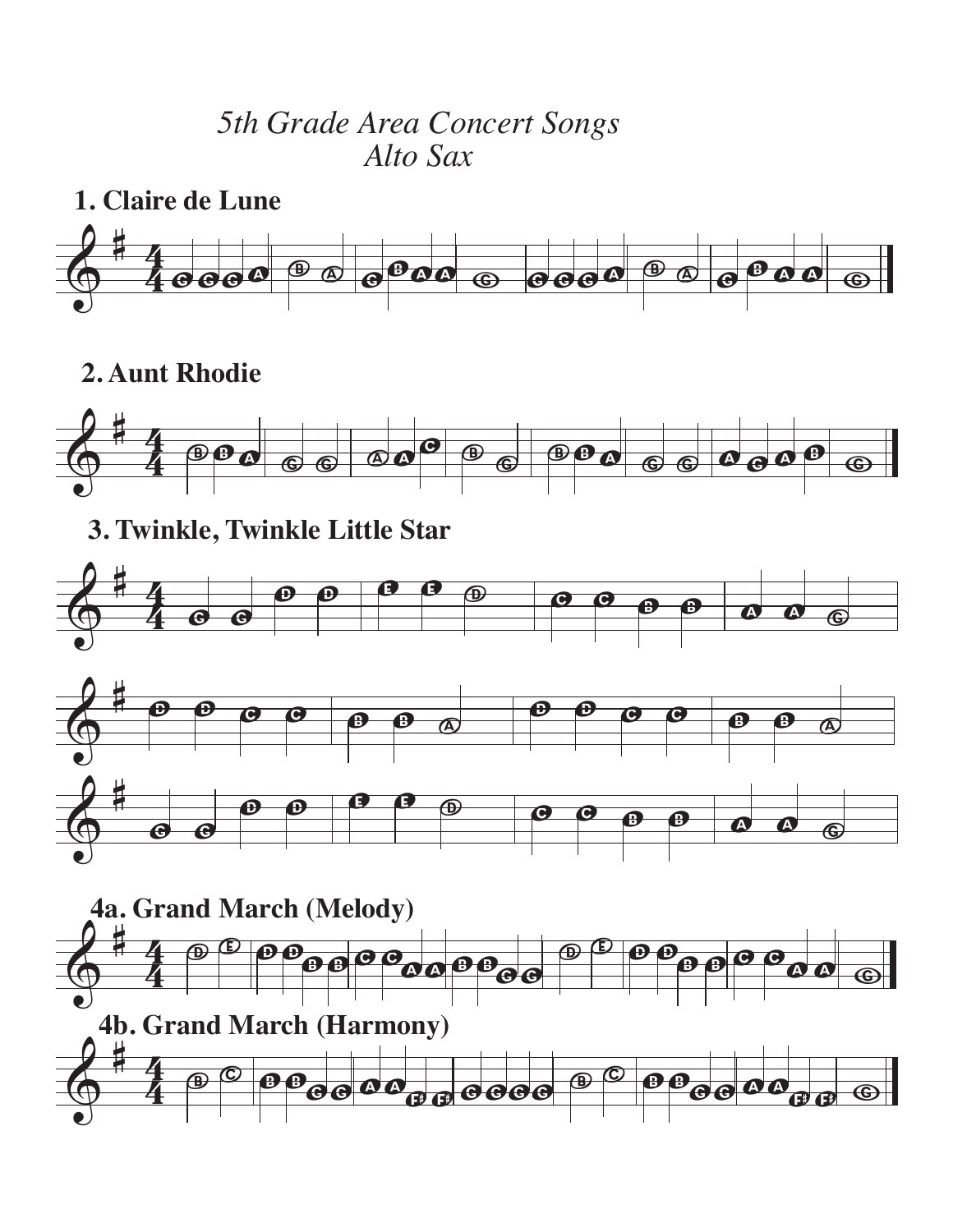*5th Grade Area Concert Songs*
*Alto Sax*

**1. Claire de Lune**

**2. Aunt Rhodie**

**3. Twinkle, Twinkle Little Star**

**4a. Grand March (Melody)**

**4b. Grand March (Harmony)**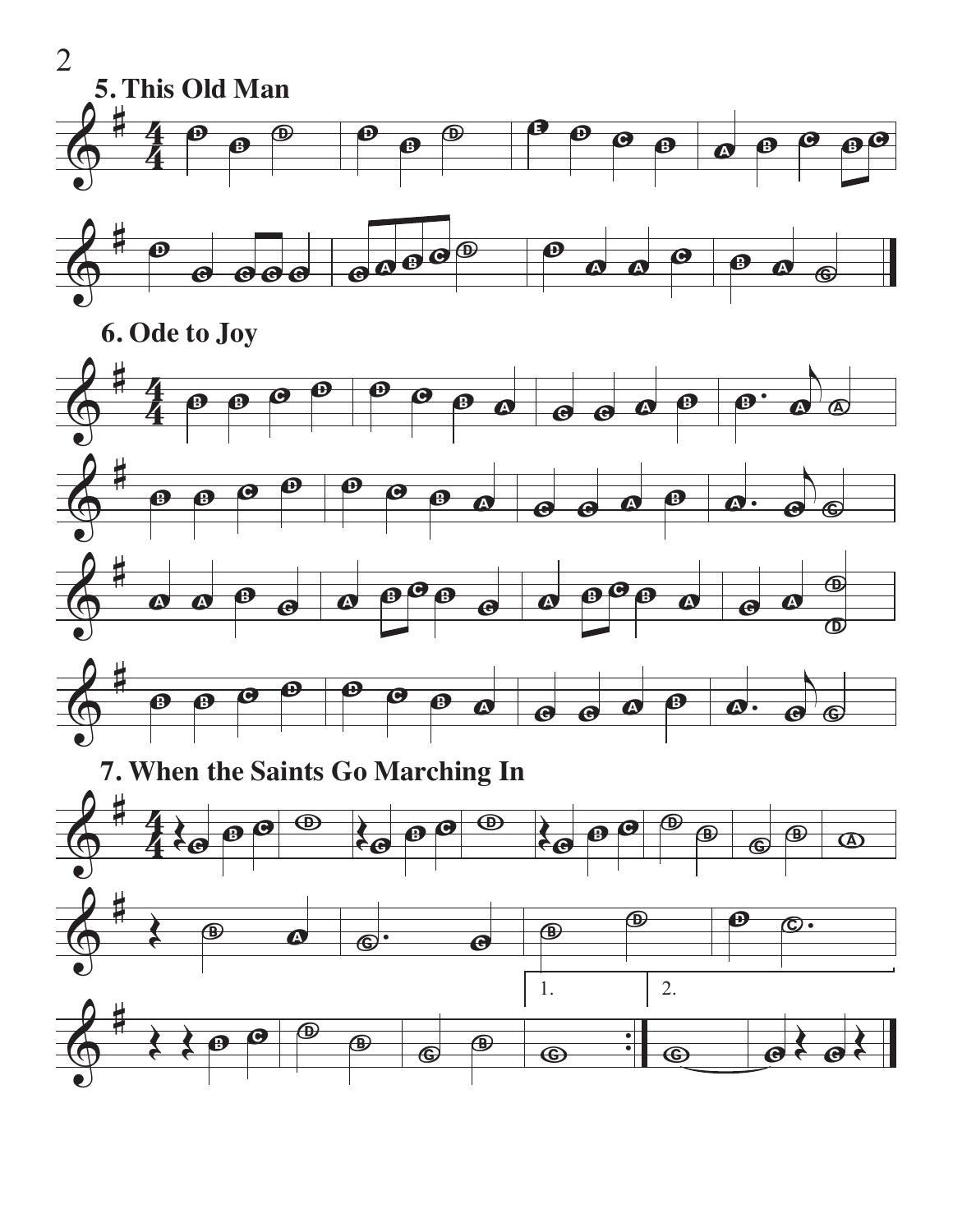## 5. This Old Man

## 6. Ode to Joy

## 7. When the Saints Go Marching In

1.

2.